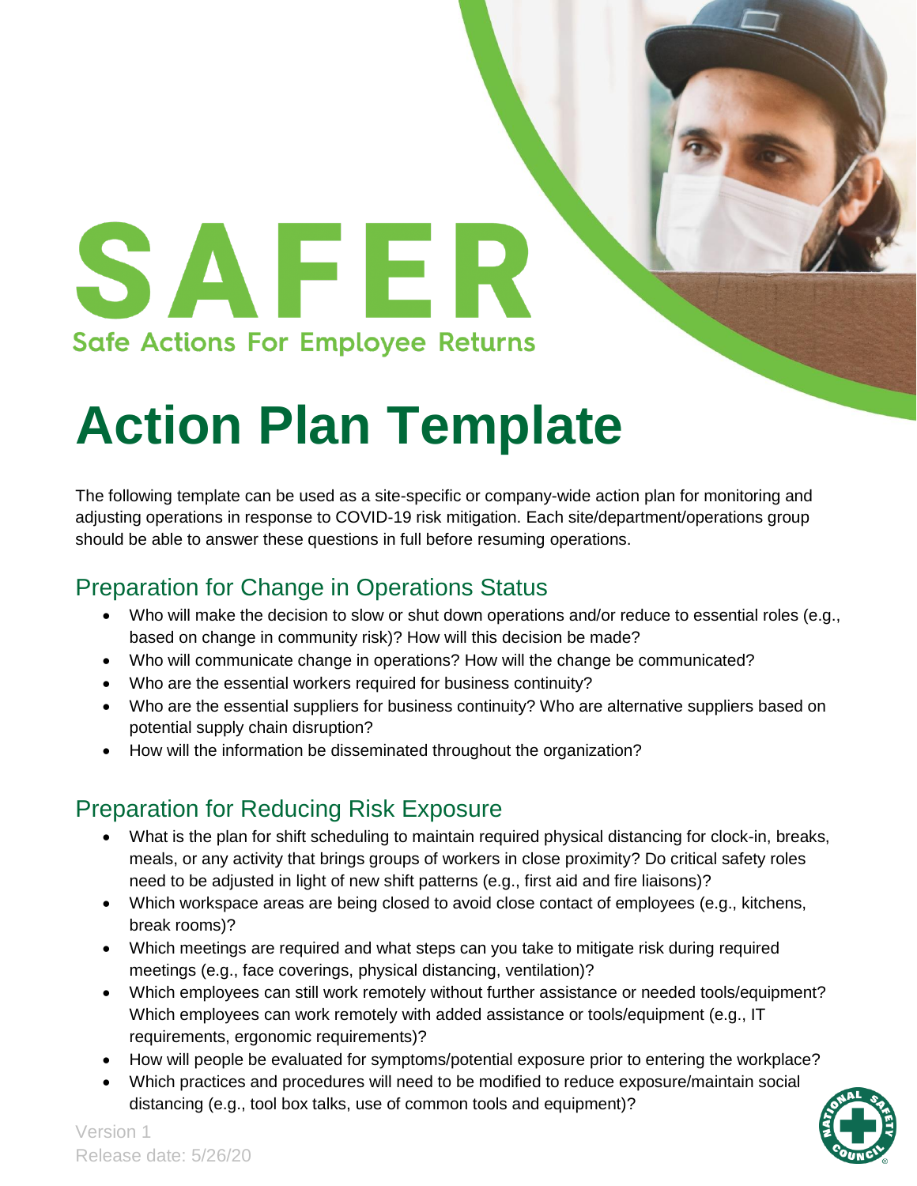# SAFER

Safe Actions For Employee Returns

# Action Plan Template

The following template can be used as a site-specific or company-wide action plan for monitoring and adjusting operations in response to COVID-19 risk mitigation. Each site/department/operations group should be able to answer these questions in full before resuming operations.

## Preparation for Change in Operations Status

- Who will make the decision to slow or shut down operations and/or reduce to essential roles (e.g., based on change in community risk)? How will this decision be made?
- Who will communicate change in operations? How will the change be communicated?
- Who are the essential workers required for business continuity?
- Who are the essential suppliers for business continuity? Who are alternative suppliers based on potential supply chain disruption?
- How will the information be disseminated throughout the organization?

## Preparation for Reducing Risk Exposure

- What is the plan for shift scheduling to maintain required physical distancing for clock-in, breaks, meals, or any activity that brings groups of workers in close proximity? Do critical safety roles need to be adjusted in light of new shift patterns (e.g., first aid and fire liaisons)?
- Which workspace areas are being closed to avoid close contact of employees (e.g., kitchens, break rooms)?
- Which meetings are required and what steps can you take to mitigate risk during required meetings (e.g., face coverings, physical distancing, ventilation)?
- Which employees can still work remotely without further assistance or needed tools/equipment? Which employees can work remotely with added assistance or tools/equipment (e.g., IT requirements, ergonomic requirements)?
- How will people be evaluated for symptoms/potential exposure prior to entering the workplace?
- Which practices and procedures will need to be modified to reduce exposure/maintain social distancing (e.g., tool box talks, use of common tools and equipment)?

Version 1
Release date: 5/26/20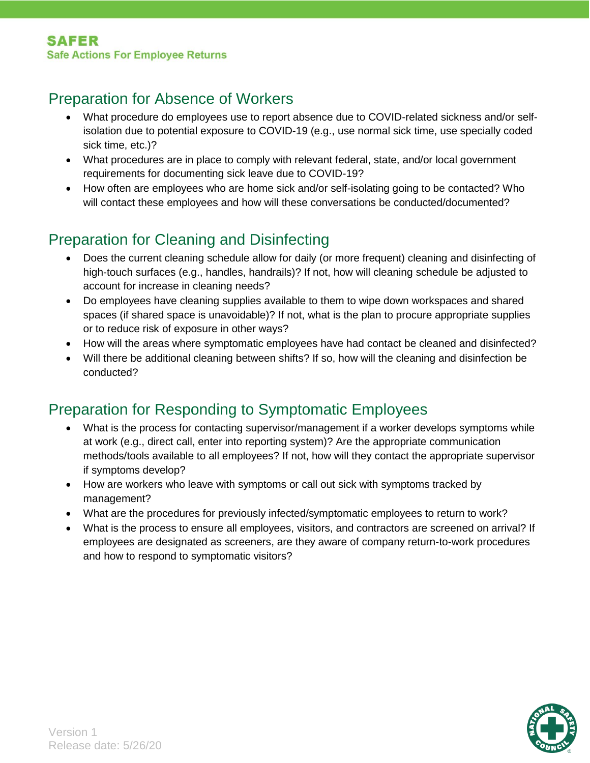## Preparation for Absence of Workers

- What procedure do employees use to report absence due to COVID-related sickness and/or self-isolation due to potential exposure to COVID-19 (e.g., use normal sick time, use specially coded sick time, etc.)?
- What procedures are in place to comply with relevant federal, state, and/or local government requirements for documenting sick leave due to COVID-19?
- How often are employees who are home sick and/or self-isolating going to be contacted? Who will contact these employees and how will these conversations be conducted/documented?

## Preparation for Cleaning and Disinfecting

- Does the current cleaning schedule allow for daily (or more frequent) cleaning and disinfecting of high-touch surfaces (e.g., handles, handrails)? If not, how will cleaning schedule be adjusted to account for increase in cleaning needs?
- Do employees have cleaning supplies available to them to wipe down workspaces and shared spaces (if shared space is unavoidable)? If not, what is the plan to procure appropriate supplies or to reduce risk of exposure in other ways?
- How will the areas where symptomatic employees have had contact be cleaned and disinfected?
- Will there be additional cleaning between shifts? If so, how will the cleaning and disinfection be conducted?

## Preparation for Responding to Symptomatic Employees

- What is the process for contacting supervisor/management if a worker develops symptoms while at work (e.g., direct call, enter into reporting system)? Are the appropriate communication methods/tools available to all employees? If not, how will they contact the appropriate supervisor if symptoms develop?
- How are workers who leave with symptoms or call out sick with symptoms tracked by management?
- What are the procedures for previously infected/symptomatic employees to return to work?
- What is the process to ensure all employees, visitors, and contractors are screened on arrival? If employees are designated as screeners, are they aware of company return-to-work procedures and how to respond to symptomatic visitors?